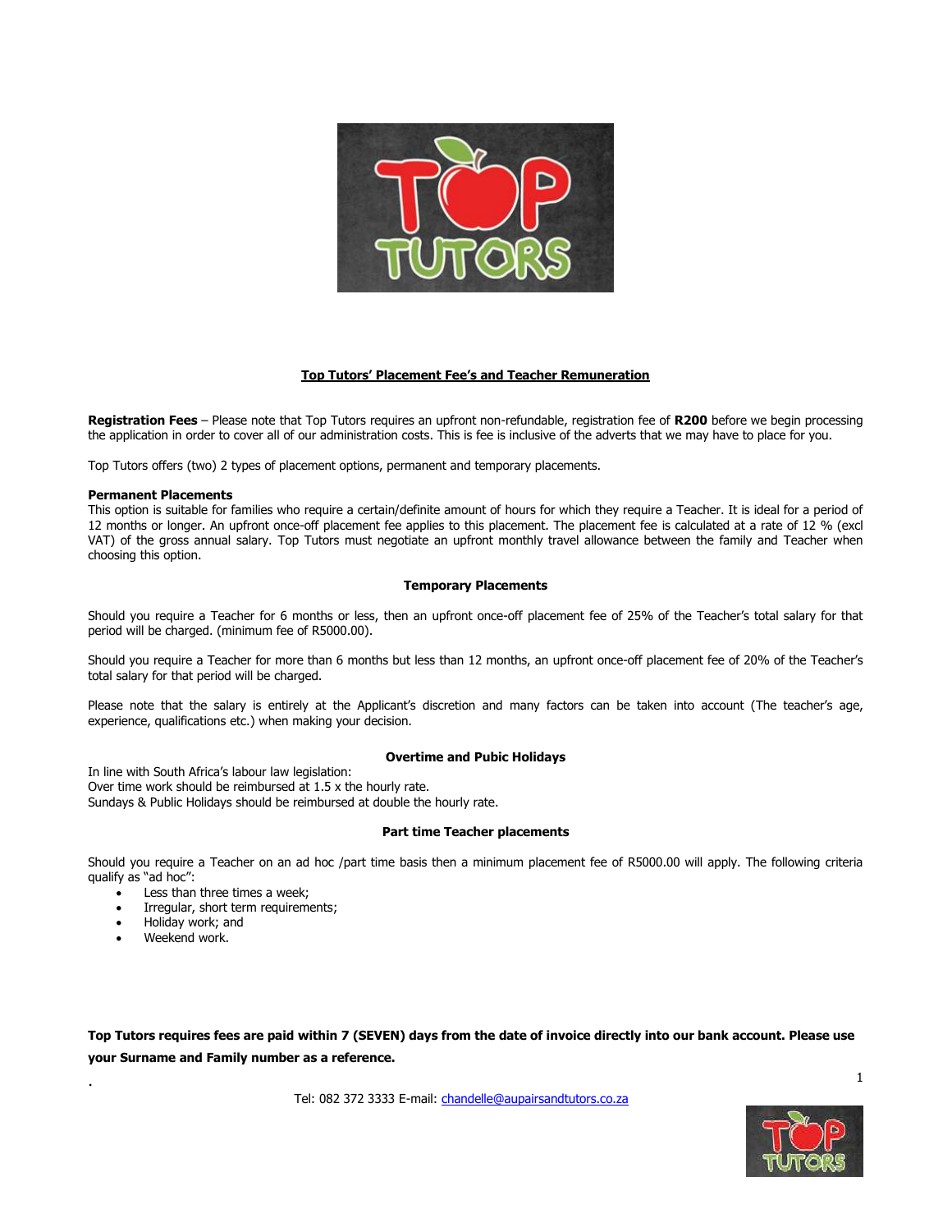## Top Tutors' Placement Fee's and Teacher Remuneration

**Registration Fees** – Please note that Top Tutors requires an upfront non-refundable, registration fee of **R200** before we begin processing the application in order to cover all of our administration costs. This is fee is inclusive of the adverts that we may have to place for you.

Top Tutors offers (two) 2 types of placement options, permanent and temporary placements.

**Permanent Placements**
This option is suitable for families who require a certain/definite amount of hours for which they require a Teacher. It is ideal for a period of 12 months or longer. An upfront once-off placement fee applies to this placement. The placement fee is calculated at a rate of 12 % (excl VAT) of the gross annual salary. Top Tutors must negotiate an upfront monthly travel allowance between the family and Teacher when choosing this option.

### Temporary Placements

Should you require a Teacher for 6 months or less, then an upfront once-off placement fee of 25% of the Teacher's total salary for that period will be charged. (minimum fee of R5000.00).

Should you require a Teacher for more than 6 months but less than 12 months, an upfront once-off placement fee of 20% of the Teacher's total salary for that period will be charged.

Please note that the salary is entirely at the Applicant's discretion and many factors can be taken into account (The teacher's age, experience, qualifications etc.) when making your decision.

### Overtime and Pubic Holidays

In line with South Africa's labour law legislation:
Over time work should be reimbursed at 1.5 x the hourly rate.
Sundays & Public Holidays should be reimbursed at double the hourly rate.

### Part time Teacher placements

Should you require a Teacher on an ad hoc /part time basis then a minimum placement fee of R5000.00 will apply. The following criteria qualify as "ad hoc":

- Less than three times a week;
- Irregular, short term requirements;
- Holiday work; and
- Weekend work.

**Top Tutors requires fees are paid within 7 (SEVEN) days from the date of invoice directly into our bank account. Please use your Surname and Family number as a reference.**

Tel: 082 372 3333 E-mail: chandelle@aupairsandtutors.co.za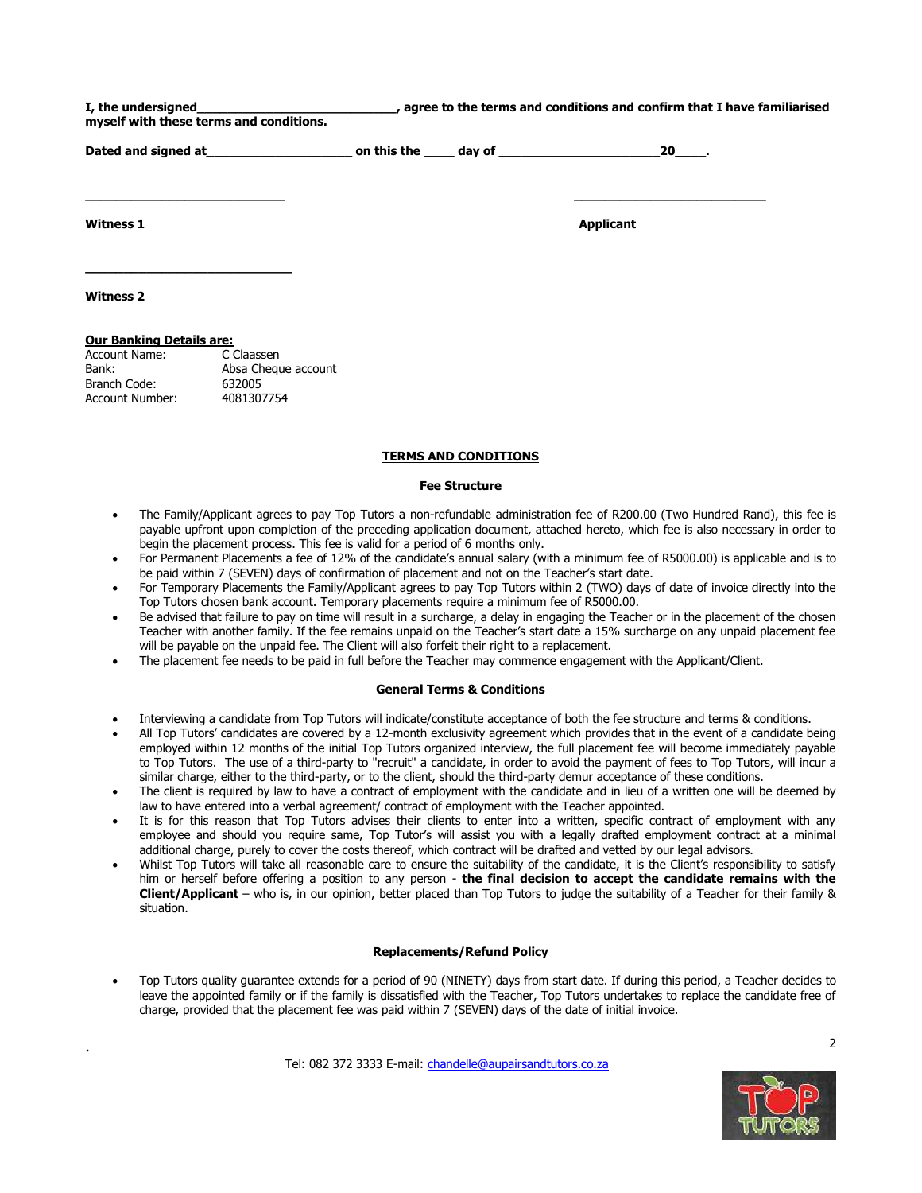**I, the undersigned___________________________, agree to the terms and conditions and confirm that I have familiarised myself with these terms and conditions.**

**Dated and signed at____________________ on this the ____ day of ______________________20____.**

___________________________

**Witness 1**

___________________________

**Applicant**

___________________________

**Witness 2**

**Our Banking Details are:**

| Account Name: | C Claassen |
|---|---|
| Bank: | Absa Cheque account |
| Branch Code: | 632005 |
| Account Number: | 4081307754 |

## TERMS AND CONDITIONS

### Fee Structure

- The Family/Applicant agrees to pay Top Tutors a non-refundable administration fee of R200.00 (Two Hundred Rand), this fee is payable upfront upon completion of the preceding application document, attached hereto, which fee is also necessary in order to begin the placement process. This fee is valid for a period of 6 months only.
- For Permanent Placements a fee of 12% of the candidate's annual salary (with a minimum fee of R5000.00) is applicable and is to be paid within 7 (SEVEN) days of confirmation of placement and not on the Teacher's start date.
- For Temporary Placements the Family/Applicant agrees to pay Top Tutors within 2 (TWO) days of date of invoice directly into the Top Tutors chosen bank account. Temporary placements require a minimum fee of R5000.00.
- Be advised that failure to pay on time will result in a surcharge, a delay in engaging the Teacher or in the placement of the chosen Teacher with another family. If the fee remains unpaid on the Teacher's start date a 15% surcharge on any unpaid placement fee will be payable on the unpaid fee. The Client will also forfeit their right to a replacement.
- The placement fee needs to be paid in full before the Teacher may commence engagement with the Applicant/Client.

### General Terms & Conditions

- Interviewing a candidate from Top Tutors will indicate/constitute acceptance of both the fee structure and terms & conditions.
- All Top Tutors' candidates are covered by a 12-month exclusivity agreement which provides that in the event of a candidate being employed within 12 months of the initial Top Tutors organized interview, the full placement fee will become immediately payable to Top Tutors. The use of a third-party to "recruit" a candidate, in order to avoid the payment of fees to Top Tutors, will incur a similar charge, either to the third-party, or to the client, should the third-party demur acceptance of these conditions.
- The client is required by law to have a contract of employment with the candidate and in lieu of a written one will be deemed by law to have entered into a verbal agreement/ contract of employment with the Teacher appointed.
- It is for this reason that Top Tutors advises their clients to enter into a written, specific contract of employment with any employee and should you require same, Top Tutor's will assist you with a legally drafted employment contract at a minimal additional charge, purely to cover the costs thereof, which contract will be drafted and vetted by our legal advisors.
- Whilst Top Tutors will take all reasonable care to ensure the suitability of the candidate, it is the Client's responsibility to satisfy him or herself before offering a position to any person - **the final decision to accept the candidate remains with the Client/Applicant** – who is, in our opinion, better placed than Top Tutors to judge the suitability of a Teacher for their family & situation.

### Replacements/Refund Policy

- Top Tutors quality guarantee extends for a period of 90 (NINETY) days from start date. If during this period, a Teacher decides to leave the appointed family or if the family is dissatisfied with the Teacher, Top Tutors undertakes to replace the candidate free of charge, provided that the placement fee was paid within 7 (SEVEN) days of the date of initial invoice.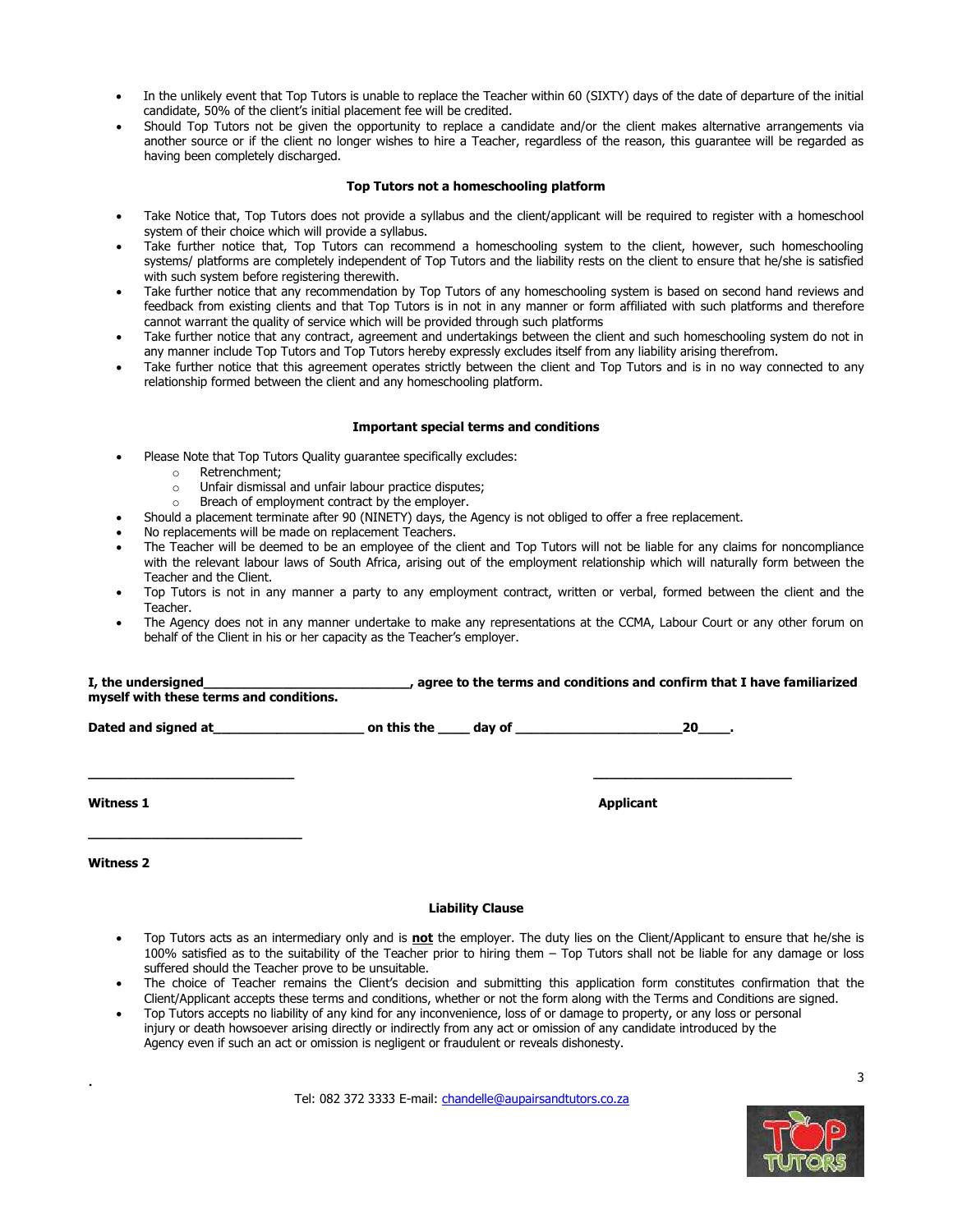- In the unlikely event that Top Tutors is unable to replace the Teacher within 60 (SIXTY) days of the date of departure of the initial candidate, 50% of the client's initial placement fee will be credited.
- Should Top Tutors not be given the opportunity to replace a candidate and/or the client makes alternative arrangements via another source or if the client no longer wishes to hire a Teacher, regardless of the reason, this guarantee will be regarded as having been completely discharged.

**Top Tutors not a homeschooling platform**

- Take Notice that, Top Tutors does not provide a syllabus and the client/applicant will be required to register with a homeschool system of their choice which will provide a syllabus.
- Take further notice that, Top Tutors can recommend a homeschooling system to the client, however, such homeschooling systems/ platforms are completely independent of Top Tutors and the liability rests on the client to ensure that he/she is satisfied with such system before registering therewith.
- Take further notice that any recommendation by Top Tutors of any homeschooling system is based on second hand reviews and feedback from existing clients and that Top Tutors is in not in any manner or form affiliated with such platforms and therefore cannot warrant the quality of service which will be provided through such platforms
- Take further notice that any contract, agreement and undertakings between the client and such homeschooling system do not in any manner include Top Tutors and Top Tutors hereby expressly excludes itself from any liability arising therefrom.
- Take further notice that this agreement operates strictly between the client and Top Tutors and is in no way connected to any relationship formed between the client and any homeschooling platform.

**Important special terms and conditions**

- Please Note that Top Tutors Quality guarantee specifically excludes:
  - Retrenchment;
  - Unfair dismissal and unfair labour practice disputes;
  - Breach of employment contract by the employer.
- Should a placement terminate after 90 (NINETY) days, the Agency is not obliged to offer a free replacement.
- No replacements will be made on replacement Teachers.
- The Teacher will be deemed to be an employee of the client and Top Tutors will not be liable for any claims for noncompliance with the relevant labour laws of South Africa, arising out of the employment relationship which will naturally form between the Teacher and the Client.
- Top Tutors is not in any manner a party to any employment contract, written or verbal, formed between the client and the Teacher.
- The Agency does not in any manner undertake to make any representations at the CCMA, Labour Court or any other forum on behalf of the Client in his or her capacity as the Teacher's employer.

**I, the undersigned____________________________, agree to the terms and conditions and confirm that I have familiarized myself with these terms and conditions.**

**Dated and signed at____________________ on this the ____ day of ______________________20____.**

____________________________ ____________________________

**Witness 1** **Applicant**

____________________________

**Witness 2**

**Liability Clause**

- Top Tutors acts as an intermediary only and is **not** the employer. The duty lies on the Client/Applicant to ensure that he/she is 100% satisfied as to the suitability of the Teacher prior to hiring them – Top Tutors shall not be liable for any damage or loss suffered should the Teacher prove to be unsuitable.
- The choice of Teacher remains the Client's decision and submitting this application form constitutes confirmation that the Client/Applicant accepts these terms and conditions, whether or not the form along with the Terms and Conditions are signed.
- Top Tutors accepts no liability of any kind for any inconvenience, loss of or damage to property, or any loss or personal injury or death howsoever arising directly or indirectly from any act or omission of any candidate introduced by the Agency even if such an act or omission is negligent or fraudulent or reveals dishonesty.

Tel: 082 372 3333 E-mail: chandelle@aupairsandtutors.co.za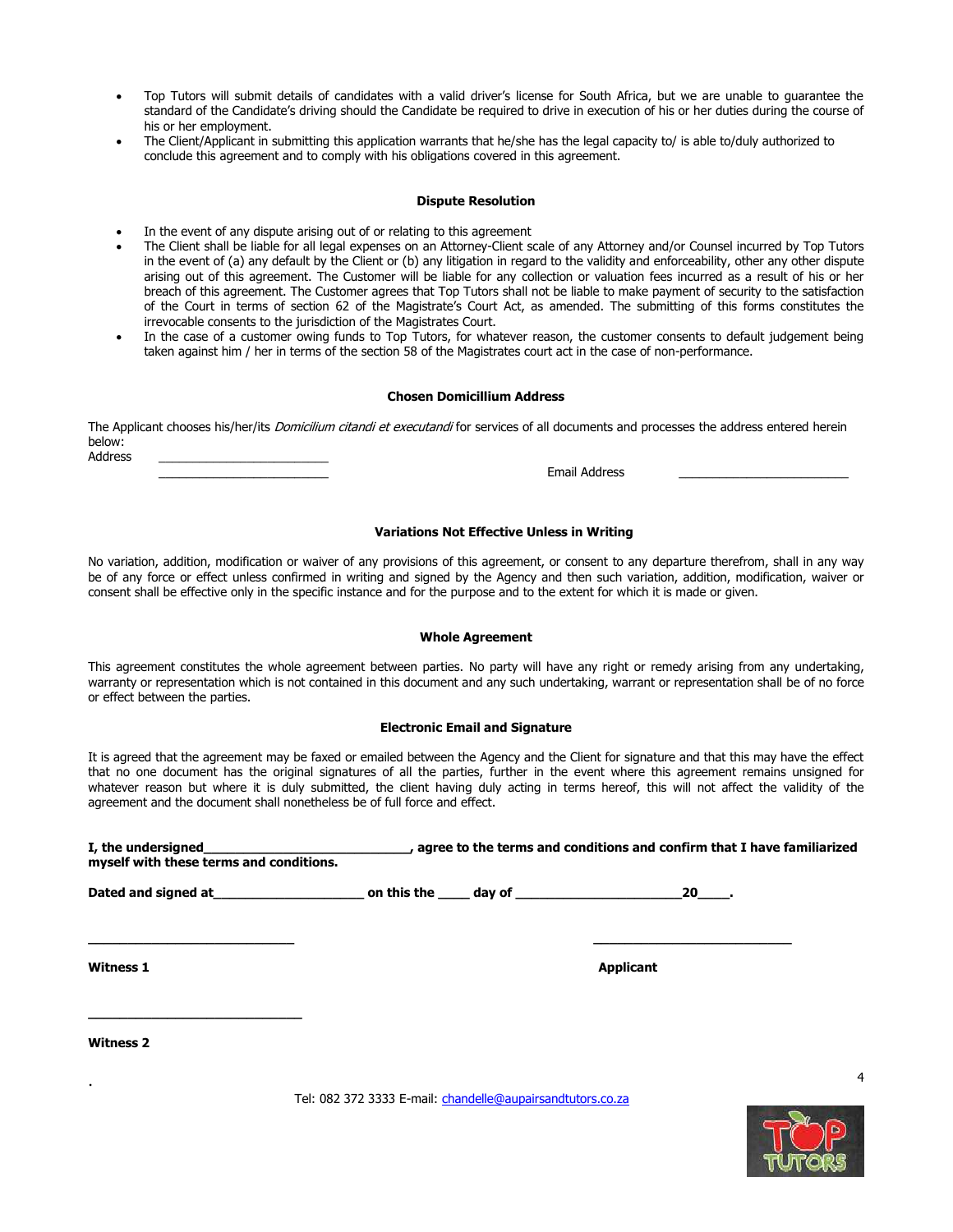- Top Tutors will submit details of candidates with a valid driver's license for South Africa, but we are unable to guarantee the standard of the Candidate's driving should the Candidate be required to drive in execution of his or her duties during the course of his or her employment.
- The Client/Applicant in submitting this application warrants that he/she has the legal capacity to/ is able to/duly authorized to conclude this agreement and to comply with his obligations covered in this agreement.

**Dispute Resolution**

- In the event of any dispute arising out of or relating to this agreement
- The Client shall be liable for all legal expenses on an Attorney-Client scale of any Attorney and/or Counsel incurred by Top Tutors in the event of (a) any default by the Client or (b) any litigation in regard to the validity and enforceability, other any other dispute arising out of this agreement. The Customer will be liable for any collection or valuation fees incurred as a result of his or her breach of this agreement. The Customer agrees that Top Tutors shall not be liable to make payment of security to the satisfaction of the Court in terms of section 62 of the Magistrate's Court Act, as amended. The submitting of this forms constitutes the irrevocable consents to the jurisdiction of the Magistrates Court.
- In the case of a customer owing funds to Top Tutors, for whatever reason, the customer consents to default judgement being taken against him / her in terms of the section 58 of the Magistrates court act in the case of non-performance.

**Chosen Domicillium Address**

The Applicant chooses his/her/its *Domicilium citandi et executandi* for services of all documents and processes the address entered herein below:

Address ____________________________

____________________________ Email Address ____________________________

**Variations Not Effective Unless in Writing**

No variation, addition, modification or waiver of any provisions of this agreement, or consent to any departure therefrom, shall in any way be of any force or effect unless confirmed in writing and signed by the Agency and then such variation, addition, modification, waiver or consent shall be effective only in the specific instance and for the purpose and to the extent for which it is made or given.

**Whole Agreement**

This agreement constitutes the whole agreement between parties. No party will have any right or remedy arising from any undertaking, warranty or representation which is not contained in this document and any such undertaking, warrant or representation shall be of no force or effect between the parties.

**Electronic Email and Signature**

It is agreed that the agreement may be faxed or emailed between the Agency and the Client for signature and that this may have the effect that no one document has the original signatures of all the parties, further in the event where this agreement remains unsigned for whatever reason but where it is duly submitted, the client having duly acting in terms hereof, this will not affect the validity of the agreement and the document shall nonetheless be of full force and effect.

**I, the undersigned____________________________, agree to the terms and conditions and confirm that I have familiarized myself with these terms and conditions.**

**Dated and signed at____________________ on this the ____ day of ______________________20____.**

____________________________ ____________________________

**Witness 1** **Applicant**

____________________________

**Witness 2**

.

Tel: 082 372 3333 E-mail: chandelle@aupairsandtutors.co.za